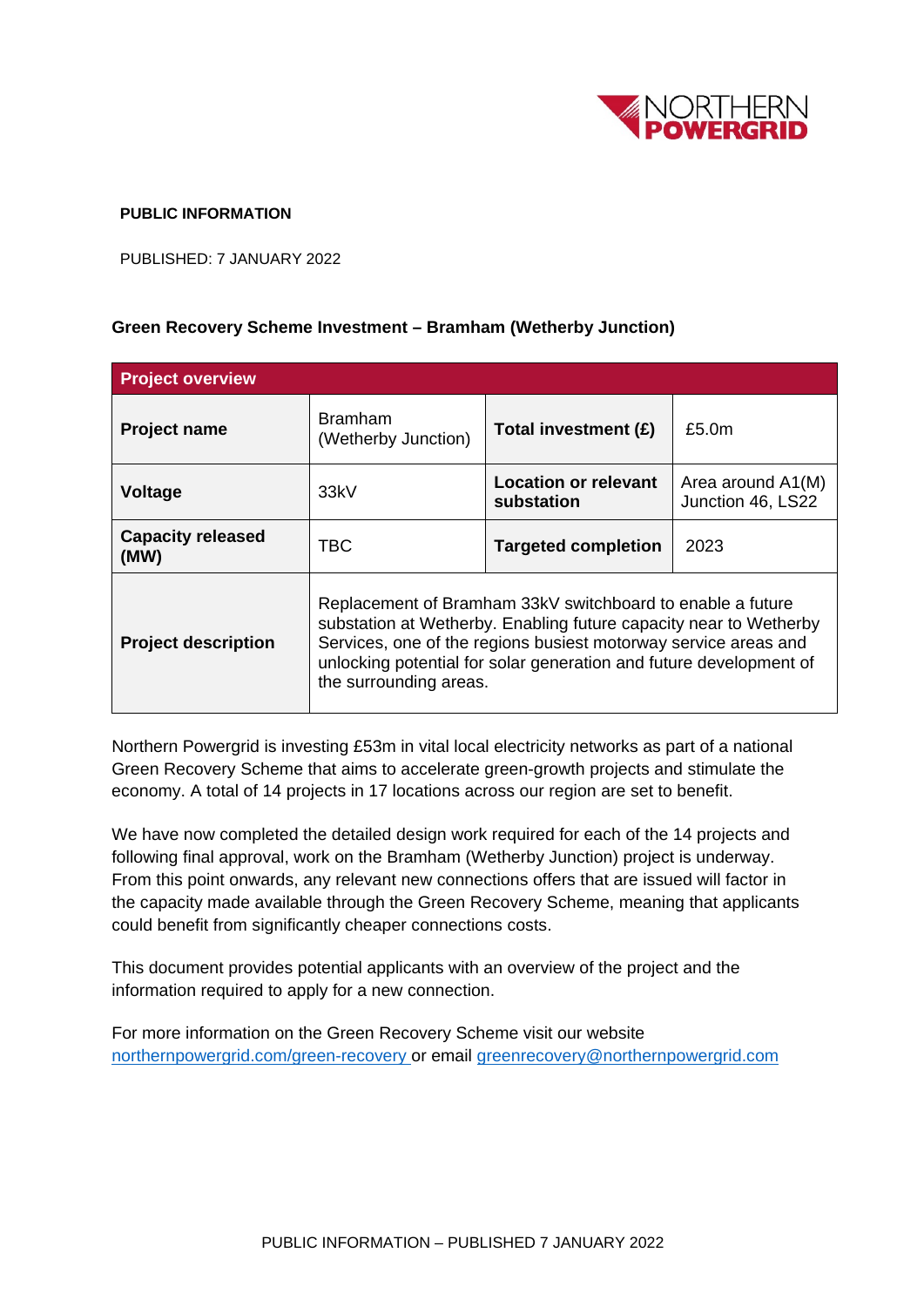**PUBLIC INFORMATION**

PUBLISHED: 7 JANUARY 2022

**Green Recovery Scheme Investment – Bramham (Wetherby Junction)**

| Project overview | | | |
|---|---|---|---|
| **Project name** | Bramham (Wetherby Junction) | **Total investment (£)** | £5.0m |
| **Voltage** | 33kV | **Location or relevant substation** | Area around A1(M) Junction 46, LS22 |
| **Capacity released (MW)** | TBC | **Targeted completion** | 2023 |
| **Project description** | Replacement of Bramham 33kV switchboard to enable a future substation at Wetherby. Enabling future capacity near to Wetherby Services, one of the regions busiest motorway service areas and unlocking potential for solar generation and future development of the surrounding areas. | | |

Northern Powergrid is investing £53m in vital local electricity networks as part of a national Green Recovery Scheme that aims to accelerate green-growth projects and stimulate the economy. A total of 14 projects in 17 locations across our region are set to benefit.

We have now completed the detailed design work required for each of the 14 projects and following final approval, work on the Bramham (Wetherby Junction) project is underway. From this point onwards, any relevant new connections offers that are issued will factor in the capacity made available through the Green Recovery Scheme, meaning that applicants could benefit from significantly cheaper connections costs.

This document provides potential applicants with an overview of the project and the information required to apply for a new connection.

For more information on the Green Recovery Scheme visit our website northernpowergrid.com/green-recovery or email greenrecovery@northernpowergrid.com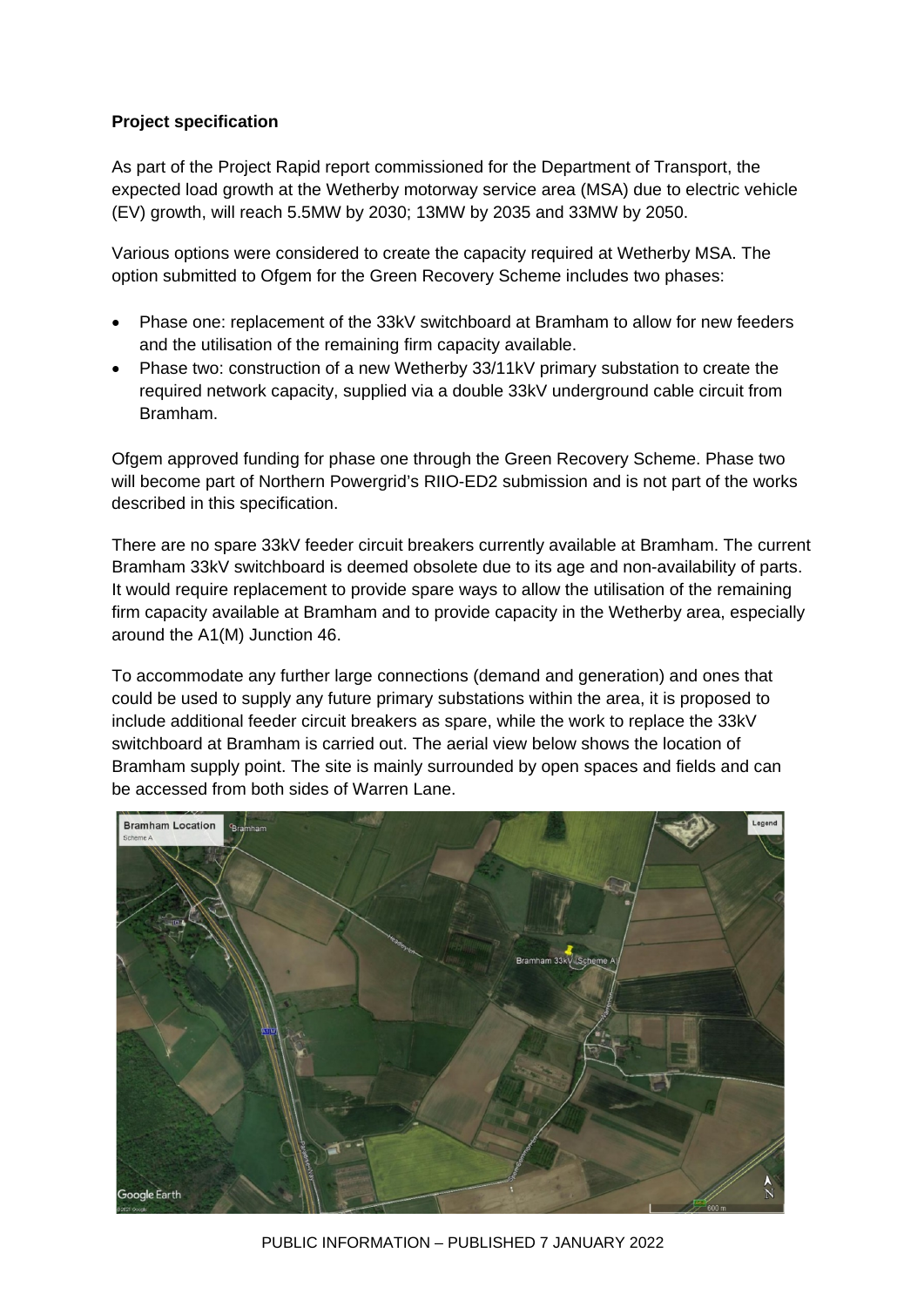**Project specification**

As part of the Project Rapid report commissioned for the Department of Transport, the expected load growth at the Wetherby motorway service area (MSA) due to electric vehicle (EV) growth, will reach 5.5MW by 2030; 13MW by 2035 and 33MW by 2050.

Various options were considered to create the capacity required at Wetherby MSA. The option submitted to Ofgem for the Green Recovery Scheme includes two phases:

- Phase one: replacement of the 33kV switchboard at Bramham to allow for new feeders and the utilisation of the remaining firm capacity available.
- Phase two: construction of a new Wetherby 33/11kV primary substation to create the required network capacity, supplied via a double 33kV underground cable circuit from Bramham.

Ofgem approved funding for phase one through the Green Recovery Scheme. Phase two will become part of Northern Powergrid's RIIO-ED2 submission and is not part of the works described in this specification.

There are no spare 33kV feeder circuit breakers currently available at Bramham. The current Bramham 33kV switchboard is deemed obsolete due to its age and non-availability of parts. It would require replacement to provide spare ways to allow the utilisation of the remaining firm capacity available at Bramham and to provide capacity in the Wetherby area, especially around the A1(M) Junction 46.

To accommodate any further large connections (demand and generation) and ones that could be used to supply any future primary substations within the area, it is proposed to include additional feeder circuit breakers as spare, while the work to replace the 33kV switchboard at Bramham is carried out. The aerial view below shows the location of Bramham supply point. The site is mainly surrounded by open spaces and fields and can be accessed from both sides of Warren Lane.